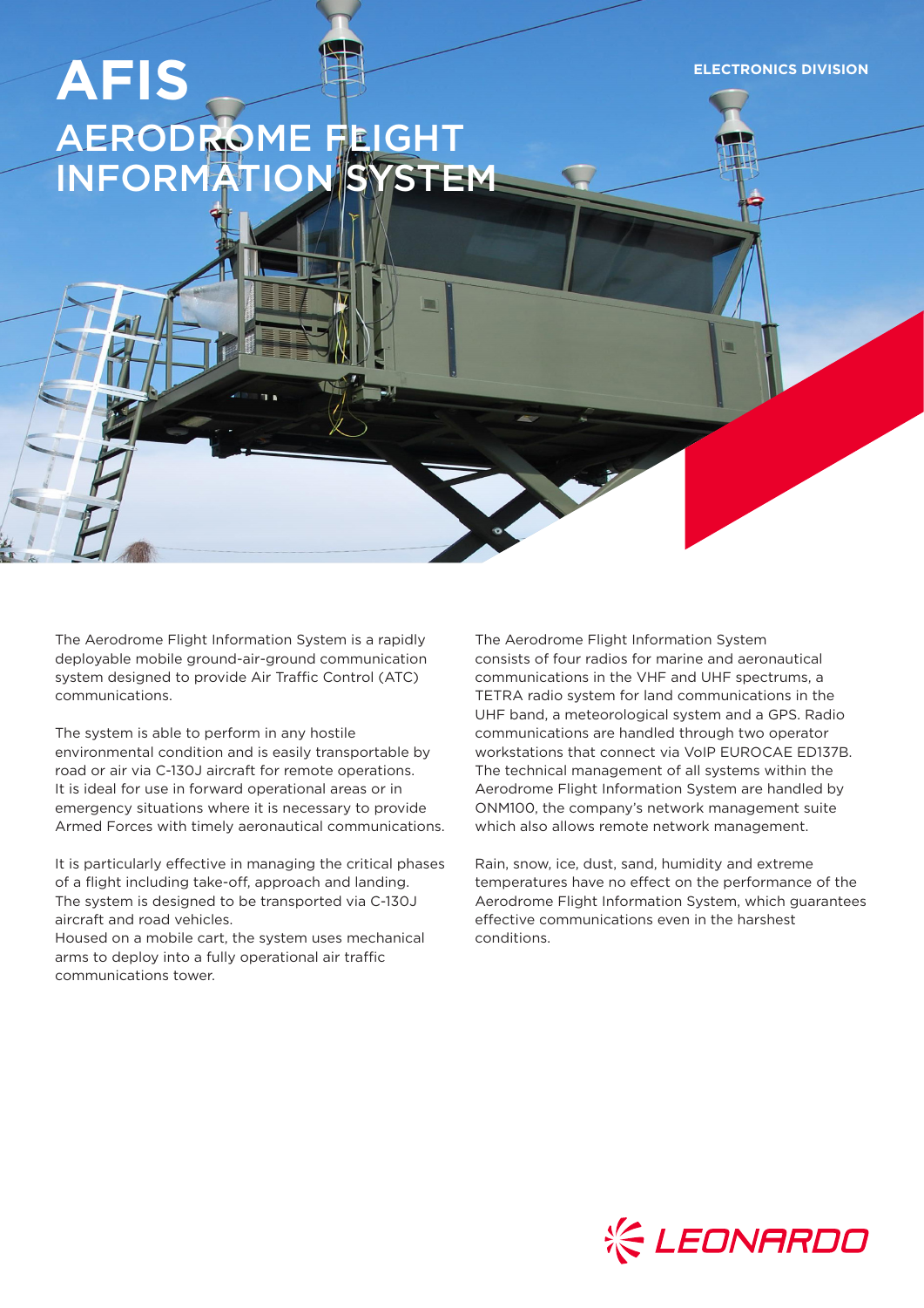ELECTRONICS DIVISION

# AFIS

## AERODROME FLIGHT INFORMATION SYSTEM

The Aerodrome Flight Information System is a rapidly deployable mobile ground-air-ground communication system designed to provide Air Traffic Control (ATC) communications.

The system is able to perform in any hostile environmental condition and is easily transportable by road or air via C-130J aircraft for remote operations. It is ideal for use in forward operational areas or in emergency situations where it is necessary to provide Armed Forces with timely aeronautical communications.

It is particularly effective in managing the critical phases of a flight including take-off, approach and landing. The system is designed to be transported via C-130J aircraft and road vehicles.
Housed on a mobile cart, the system uses mechanical arms to deploy into a fully operational air traffic communications tower.

The Aerodrome Flight Information System consists of four radios for marine and aeronautical communications in the VHF and UHF spectrums, a TETRA radio system for land communications in the UHF band, a meteorological system and a GPS. Radio communications are handled through two operator workstations that connect via VoIP EUROCAE ED137B. The technical management of all systems within the Aerodrome Flight Information System are handled by ONM100, the company's network management suite which also allows remote network management.

Rain, snow, ice, dust, sand, humidity and extreme temperatures have no effect on the performance of the Aerodrome Flight Information System, which guarantees effective communications even in the harshest conditions.

LEONARDO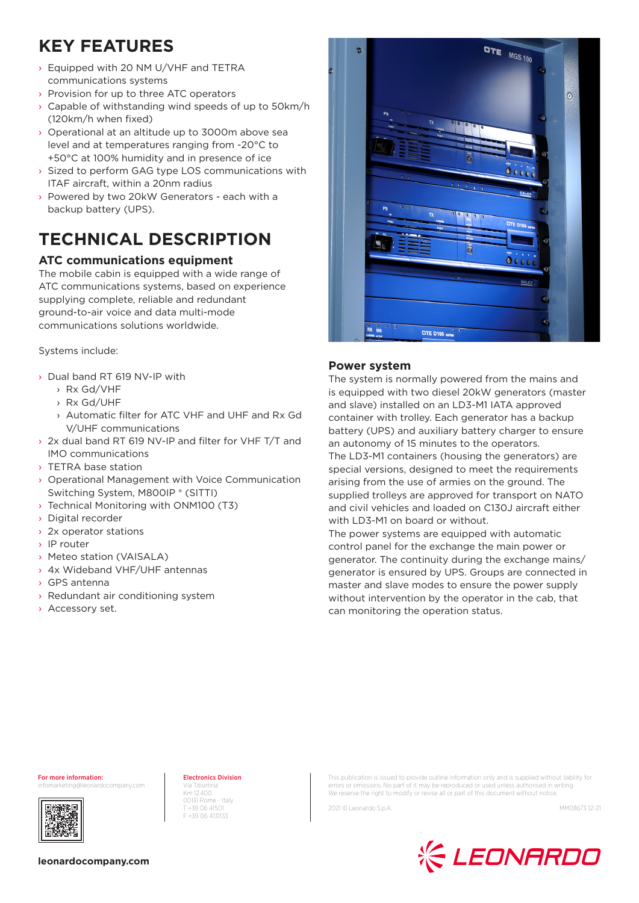# KEY FEATURES

- Equipped with 20 NM U/VHF and TETRA communications systems
- Provision for up to three ATC operators
- Capable of withstanding wind speeds of up to 50km/h (120km/h when fixed)
- Operational at an altitude up to 3000m above sea level and at temperatures ranging from -20°C to +50°C at 100% humidity and in presence of ice
- Sized to perform GAG type LOS communications with ITAF aircraft, within a 20nm radius
- Powered by two 20kW Generators - each with a backup battery (UPS).

# TECHNICAL DESCRIPTION

### ATC communications equipment

The mobile cabin is equipped with a wide range of ATC communications systems, based on experience supplying complete, reliable and redundant ground-to-air voice and data multi-mode communications solutions worldwide.

Systems include:

- Dual band RT 619 NV-IP with
  - Rx Gd/VHF
  - Rx Gd/UHF
  - Automatic filter for ATC VHF and UHF and Rx Gd V/UHF communications
- 2x dual band RT 619 NV-IP and filter for VHF T/T and IMO communications
- TETRA base station
- Operational Management with Voice Communication Switching System, M800IP ® (SITTI)
- Technical Monitoring with ONM100 (T3)
- Digital recorder
- 2x operator stations
- IP router
- Meteo station (VAISALA)
- 4x Wideband VHF/UHF antennas
- GPS antenna
- Redundant air conditioning system
- Accessory set.

### Power system

The system is normally powered from the mains and is equipped with two diesel 20kW generators (master and slave) installed on an LD3-M1 IATA approved container with trolley. Each generator has a backup battery (UPS) and auxiliary battery charger to ensure an autonomy of 15 minutes to the operators.
The LD3-M1 containers (housing the generators) are special versions, designed to meet the requirements arising from the use of armies on the ground. The supplied trolleys are approved for transport on NATO and civil vehicles and loaded on C130J aircraft either with LD3-M1 on board or without.
The power systems are equipped with automatic control panel for the exchange the main power or generator. The continuity during the exchange mains/generator is ensured by UPS. Groups are connected in master and slave modes to ensure the power supply without intervention by the operator in the cab, that can monitoring the operation status.

For more information:
infomarketing@leonardocompany.com

**Electronics Division**
Via Tiburtina
Km 12.400
00131 Rome - Italy
T +39 06 41501
F +39 06 4131133

This publication is issued to provide outline information only and is supplied without liability for errors or omissions. No part of it may be reproduced or used unless authorised in writing. We reserve the right to modify or revise all or part of this document without notice.

2021 © Leonardo S.p.A.

MM08673 12-21

**leonardocompany.com**

LEONARDO